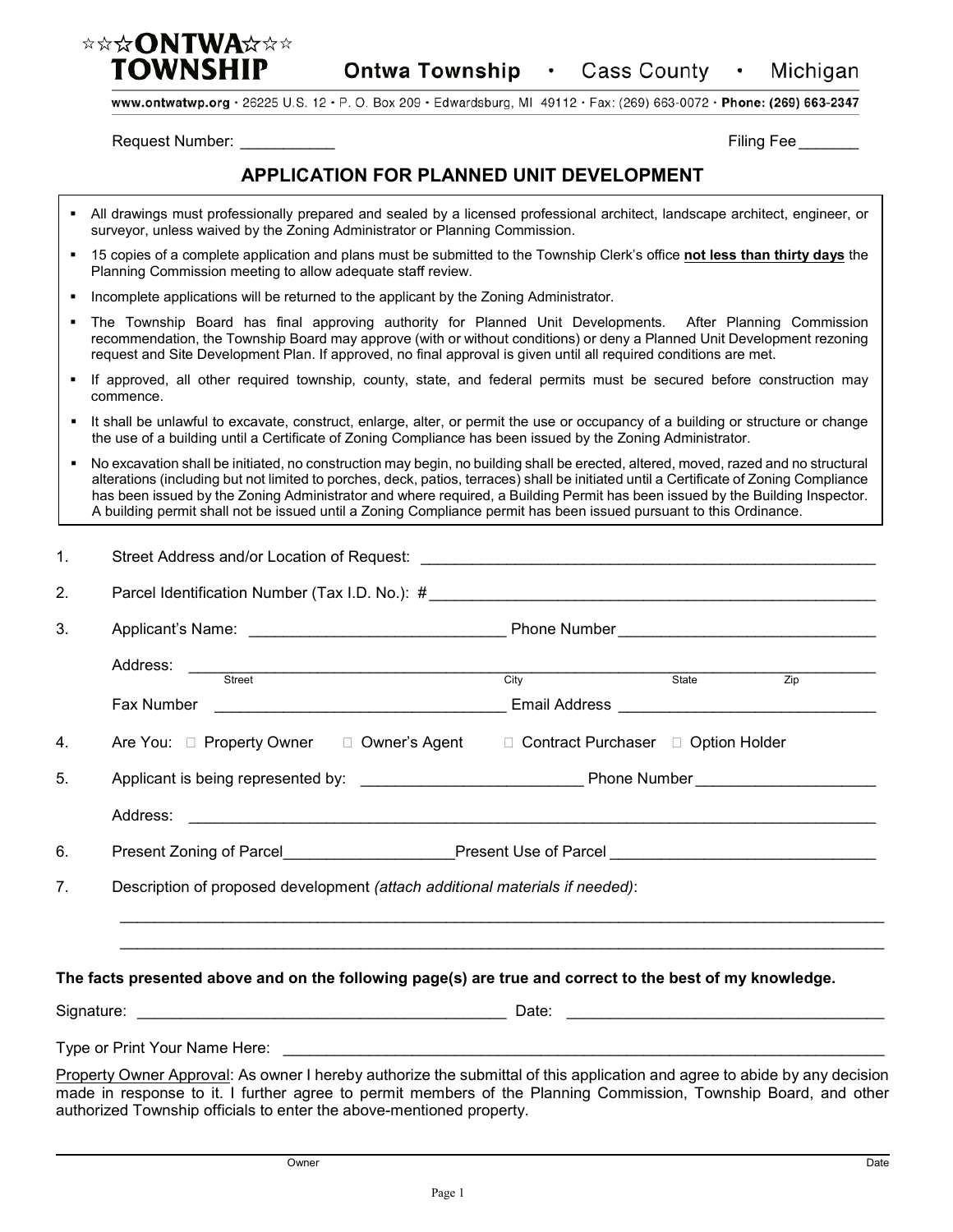**☆☆☆ONTWA☆☆☆ TOWNSHIP**

**Ontwa Township** • Cass County • Michigan

www.ontwatwp.org • 26225 U.S. 12 • P. O. Box 209 • Edwardsburg, MI 49112 • Fax: (269) 663-0072 • **Phone: (269) 663-2347**

Request Number: ___________ Filing Fee _______

## APPLICATION FOR PLANNED UNIT DEVELOPMENT

- All drawings must professionally prepared and sealed by a licensed professional architect, landscape architect, engineer, or surveyor, unless waived by the Zoning Administrator or Planning Commission.
- 15 copies of a complete application and plans must be submitted to the Township Clerk's office **not less than thirty days** the Planning Commission meeting to allow adequate staff review.
- Incomplete applications will be returned to the applicant by the Zoning Administrator.
- The Township Board has final approving authority for Planned Unit Developments. After Planning Commission recommendation, the Township Board may approve (with or without conditions) or deny a Planned Unit Development rezoning request and Site Development Plan. If approved, no final approval is given until all required conditions are met.
- If approved, all other required township, county, state, and federal permits must be secured before construction may commence.
- It shall be unlawful to excavate, construct, enlarge, alter, or permit the use or occupancy of a building or structure or change the use of a building until a Certificate of Zoning Compliance has been issued by the Zoning Administrator.
- No excavation shall be initiated, no construction may begin, no building shall be erected, altered, moved, razed and no structural alterations (including but not limited to porches, deck, patios, terraces) shall be initiated until a Certificate of Zoning Compliance has been issued by the Zoning Administrator and where required, a Building Permit has been issued by the Building Inspector. A building permit shall not be issued until a Zoning Compliance permit has been issued pursuant to this Ordinance.

1. Street Address and/or Location of Request: ______________________________________________________

2. Parcel Identification Number (Tax I.D. No.): # ____________________________________________________

3. Applicant's Name: _____________________________ Phone Number _____________________________

   Address: ____________________________________________________________________________
   Street City State Zip

   Fax Number _________________________________ Email Address _____________________________

4. Are You: □ Property Owner □ Owner's Agent □ Contract Purchaser □ Option Holder

5. Applicant is being represented by: _________________________ Phone Number ____________________

   Address: ____________________________________________________________________________

6. Present Zoning of Parcel___________________Present Use of Parcel _____________________________

7. Description of proposed development *(attach additional materials if needed)*:

   ____________________________________________________________________________________

   ____________________________________________________________________________________

**The facts presented above and on the following page(s) are true and correct to the best of my knowledge.**

Signature: __________________________________________ Date: ___________________________________

Type or Print Your Name Here: ______________________________________________________________________

Property Owner Approval: As owner I hereby authorize the submittal of this application and agree to abide by any decision made in response to it. I further agree to permit members of the Planning Commission, Township Board, and other authorized Township officials to enter the above-mentioned property.

_____________________________________________________________________________________________

Owner Date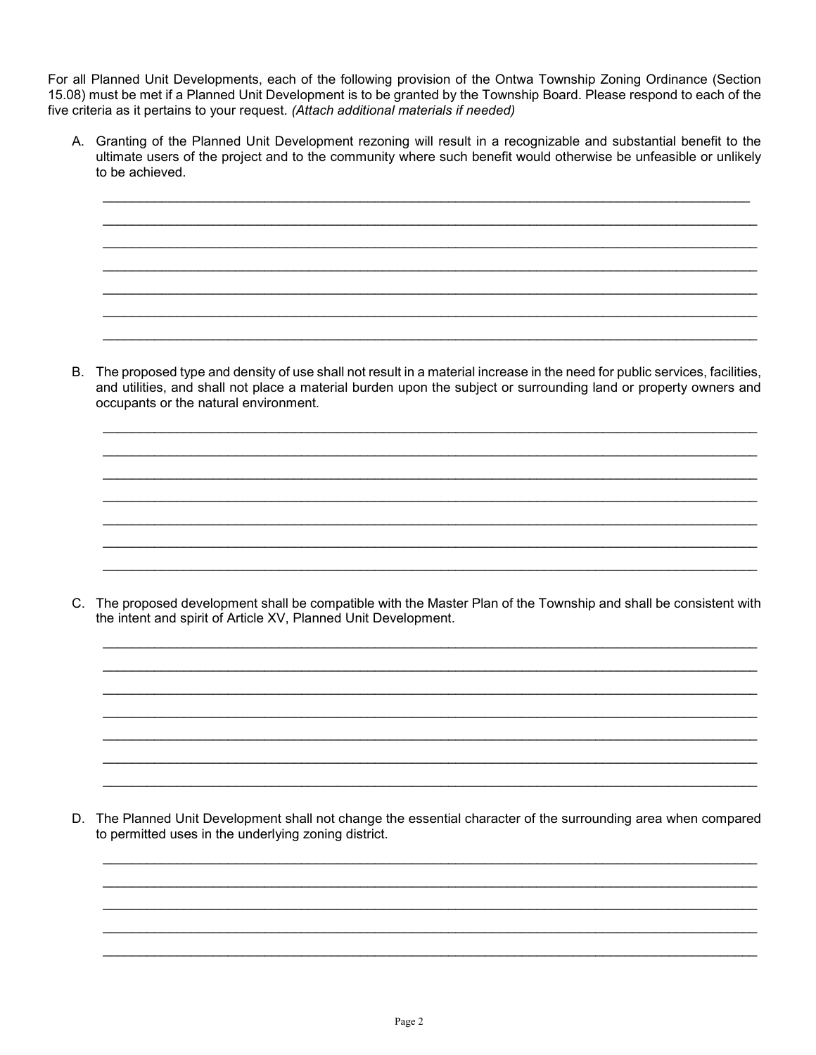For all Planned Unit Developments, each of the following provision of the Ontwa Township Zoning Ordinance (Section 15.08) must be met if a Planned Unit Development is to be granted by the Township Board. Please respond to each of the five criteria as it pertains to your request. *(Attach additional materials if needed)*

A. Granting of the Planned Unit Development rezoning will result in a recognizable and substantial benefit to the ultimate users of the project and to the community where such benefit would otherwise be unfeasible or unlikely to be achieved.

______________________________________________________________________________________

______________________________________________________________________________________

______________________________________________________________________________________

______________________________________________________________________________________

______________________________________________________________________________________

______________________________________________________________________________________

______________________________________________________________________________________

B. The proposed type and density of use shall not result in a material increase in the need for public services, facilities, and utilities, and shall not place a material burden upon the subject or surrounding land or property owners and occupants or the natural environment.

______________________________________________________________________________________

______________________________________________________________________________________

______________________________________________________________________________________

______________________________________________________________________________________

______________________________________________________________________________________

______________________________________________________________________________________

______________________________________________________________________________________

C. The proposed development shall be compatible with the Master Plan of the Township and shall be consistent with the intent and spirit of Article XV, Planned Unit Development.

______________________________________________________________________________________

______________________________________________________________________________________

______________________________________________________________________________________

______________________________________________________________________________________

______________________________________________________________________________________

______________________________________________________________________________________

______________________________________________________________________________________

D. The Planned Unit Development shall not change the essential character of the surrounding area when compared to permitted uses in the underlying zoning district.

______________________________________________________________________________________

______________________________________________________________________________________

______________________________________________________________________________________

______________________________________________________________________________________

______________________________________________________________________________________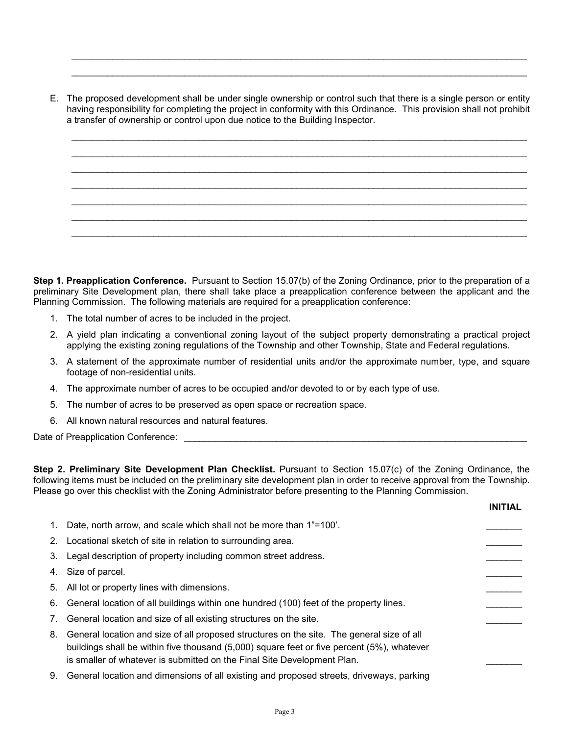E. The proposed development shall be under single ownership or control such that there is a single person or entity having responsibility for completing the project in conformity with this Ordinance. This provision shall not prohibit a transfer of ownership or control upon due notice to the Building Inspector.

**Step 1. Preapplication Conference.** Pursuant to Section 15.07(b) of the Zoning Ordinance, prior to the preparation of a preliminary Site Development plan, there shall take place a preapplication conference between the applicant and the Planning Commission. The following materials are required for a preapplication conference:

1. The total number of acres to be included in the project.
2. A yield plan indicating a conventional zoning layout of the subject property demonstrating a practical project applying the existing zoning regulations of the Township and other Township, State and Federal regulations.
3. A statement of the approximate number of residential units and/or the approximate number, type, and square footage of non-residential units.
4. The approximate number of acres to be occupied and/or devoted to or by each type of use.
5. The number of acres to be preserved as open space or recreation space.
6. All known natural resources and natural features.

Date of Preapplication Conference: ______________________________

**Step 2. Preliminary Site Development Plan Checklist.** Pursuant to Section 15.07(c) of the Zoning Ordinance, the following items must be included on the preliminary site development plan in order to receive approval from the Township. Please go over this checklist with the Zoning Administrator before presenting to the Planning Commission.

| | Item | **INITIAL** |
|---|---|---|
| 1. | Date, north arrow, and scale which shall not be more than 1"=100'. | _______ |
| 2. | Locational sketch of site in relation to surrounding area. | _______ |
| 3. | Legal description of property including common street address. | _______ |
| 4. | Size of parcel. | _______ |
| 5. | All lot or property lines with dimensions. | _______ |
| 6. | General location of all buildings within one hundred (100) feet of the property lines. | _______ |
| 7. | General location and size of all existing structures on the site. | _______ |
| 8. | General location and size of all proposed structures on the site. The general size of all buildings shall be within five thousand (5,000) square feet or five percent (5%), whatever is smaller of whatever is submitted on the Final Site Development Plan. | _______ |
| 9. | General location and dimensions of all existing and proposed streets, driveways, parking | |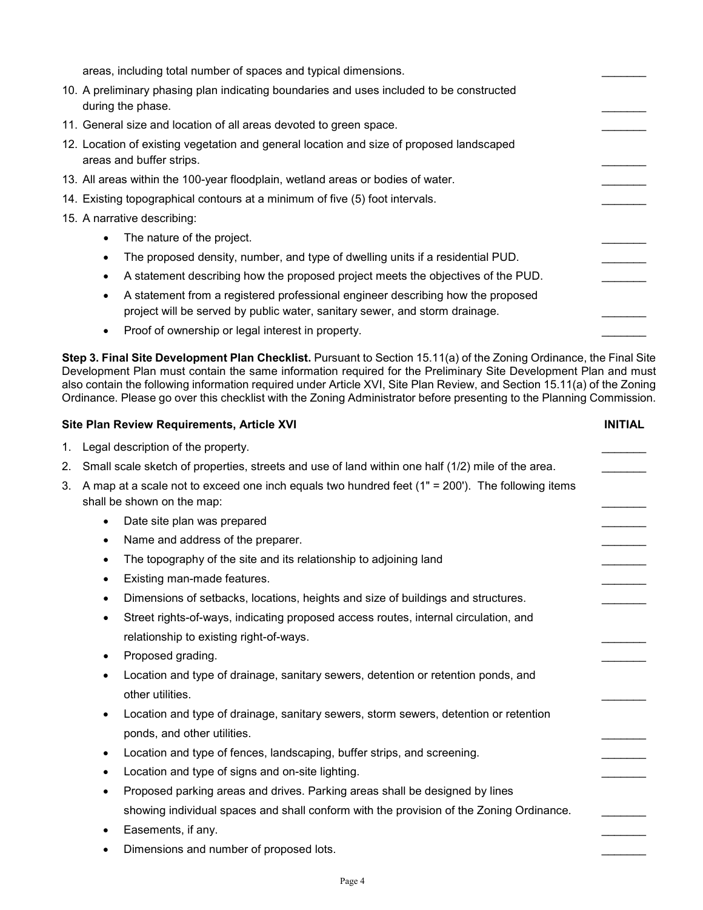areas, including total number of spaces and typical dimensions. _______

10. A preliminary phasing plan indicating boundaries and uses included to be constructed during the phase. _______
11. General size and location of all areas devoted to green space. _______
12. Location of existing vegetation and general location and size of proposed landscaped areas and buffer strips. _______
13. All areas within the 100-year floodplain, wetland areas or bodies of water. _______
14. Existing topographical contours at a minimum of five (5) foot intervals. _______
15. A narrative describing:
    - The nature of the project. _______
    - The proposed density, number, and type of dwelling units if a residential PUD. _______
    - A statement describing how the proposed project meets the objectives of the PUD. _______
    - A statement from a registered professional engineer describing how the proposed project will be served by public water, sanitary sewer, and storm drainage. _______
    - Proof of ownership or legal interest in property. _______

**Step 3. Final Site Development Plan Checklist.** Pursuant to Section 15.11(a) of the Zoning Ordinance, the Final Site Development Plan must contain the same information required for the Preliminary Site Development Plan and must also contain the following information required under Article XVI, Site Plan Review, and Section 15.11(a) of the Zoning Ordinance. Please go over this checklist with the Zoning Administrator before presenting to the Planning Commission.

**Site Plan Review Requirements, Article XVI** **INITIAL**

1. Legal description of the property. _______
2. Small scale sketch of properties, streets and use of land within one half (1/2) mile of the area. _______
3. A map at a scale not to exceed one inch equals two hundred feet (1" = 200'). The following items shall be shown on the map: _______
    - Date site plan was prepared _______
    - Name and address of the preparer. _______
    - The topography of the site and its relationship to adjoining land _______
    - Existing man-made features. _______
    - Dimensions of setbacks, locations, heights and size of buildings and structures. _______
    - Street rights-of-ways, indicating proposed access routes, internal circulation, and relationship to existing right-of-ways. _______
    - Proposed grading. _______
    - Location and type of drainage, sanitary sewers, detention or retention ponds, and other utilities. _______
    - Location and type of drainage, sanitary sewers, storm sewers, detention or retention ponds, and other utilities. _______
    - Location and type of fences, landscaping, buffer strips, and screening. _______
    - Location and type of signs and on-site lighting. _______
    - Proposed parking areas and drives. Parking areas shall be designed by lines showing individual spaces and shall conform with the provision of the Zoning Ordinance. _______
    - Easements, if any. _______
    - Dimensions and number of proposed lots. _______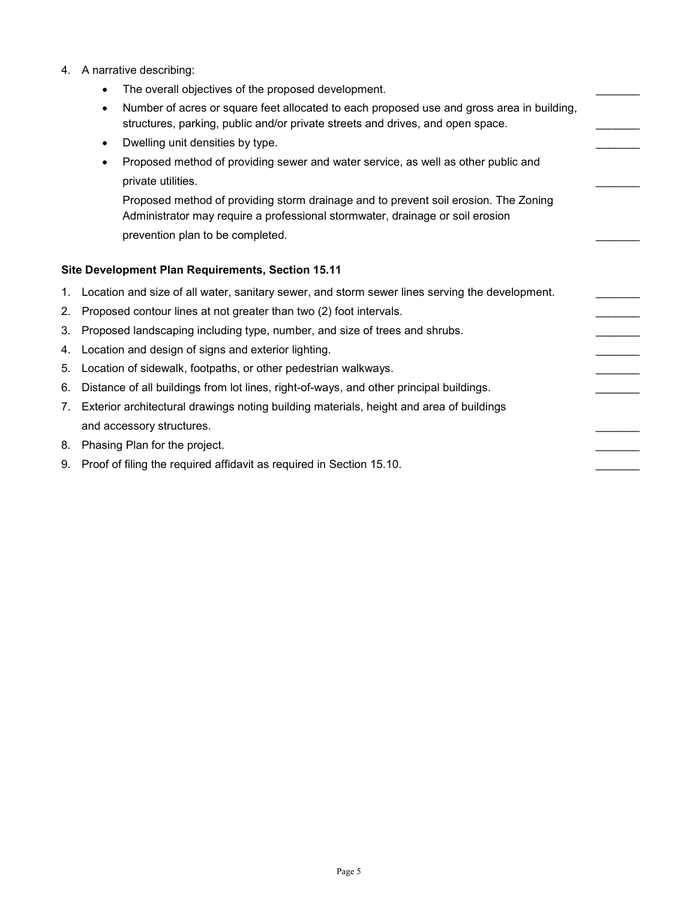4. A narrative describing:
    - The overall objectives of the proposed development. _______
    - Number of acres or square feet allocated to each proposed use and gross area in building, structures, parking, public and/or private streets and drives, and open space. _______
    - Dwelling unit densities by type. _______
    - Proposed method of providing sewer and water service, as well as other public and private utilities. _______

      Proposed method of providing storm drainage and to prevent soil erosion. The Zoning Administrator may require a professional stormwater, drainage or soil erosion prevention plan to be completed. _______

**Site Development Plan Requirements, Section 15.11**

1. Location and size of all water, sanitary sewer, and storm sewer lines serving the development. _______
2. Proposed contour lines at not greater than two (2) foot intervals. _______
3. Proposed landscaping including type, number, and size of trees and shrubs. _______
4. Location and design of signs and exterior lighting. _______
5. Location of sidewalk, footpaths, or other pedestrian walkways. _______
6. Distance of all buildings from lot lines, right-of-ways, and other principal buildings. _______
7. Exterior architectural drawings noting building materials, height and area of buildings and accessory structures. _______
8. Phasing Plan for the project. _______
9. Proof of filing the required affidavit as required in Section 15.10. _______